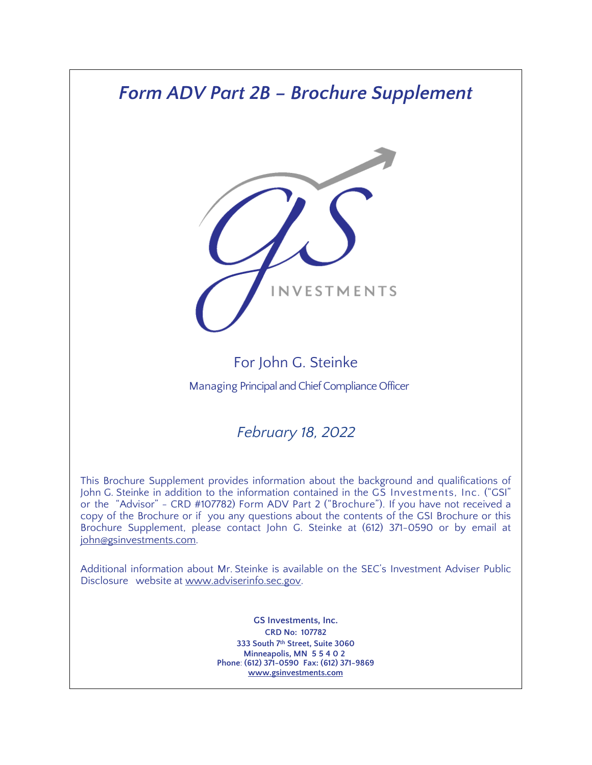# *Form ADV Part 2B – Brochure Supplement*

INVESTMENTS

For John G. Steinke

Managing Principal and Chief Compliance Officer

*February 18, 2022*

This Brochure Supplement provides information about the background and qualifications of John G. Steinke in addition to the information contained in the GS Investments, Inc. ("GSI" or the "Advisor" - CRD #107782) Form ADV Part 2 ("Brochure"). If you have not received a copy of the Brochure or if you any questions about the contents of the GSI Brochure or this Brochure Supplement, please contact John G. Steinke at (612) 371-0590 or by email at john@gsinvestments.com.

Additional information about Mr. Steinke is available on the SEC's Investment Adviser Public Disclosure website at www.adviserinfo.sec.gov.

**GS Investments, Inc.**
**CRD No: 107782**
**333 South 7th Street, Suite 3060**
**Minneapolis, MN 5 5 4 0 2**
**Phone: (612) 371-0590 Fax: (612) 371-9869**
**www.gsinvestments.com**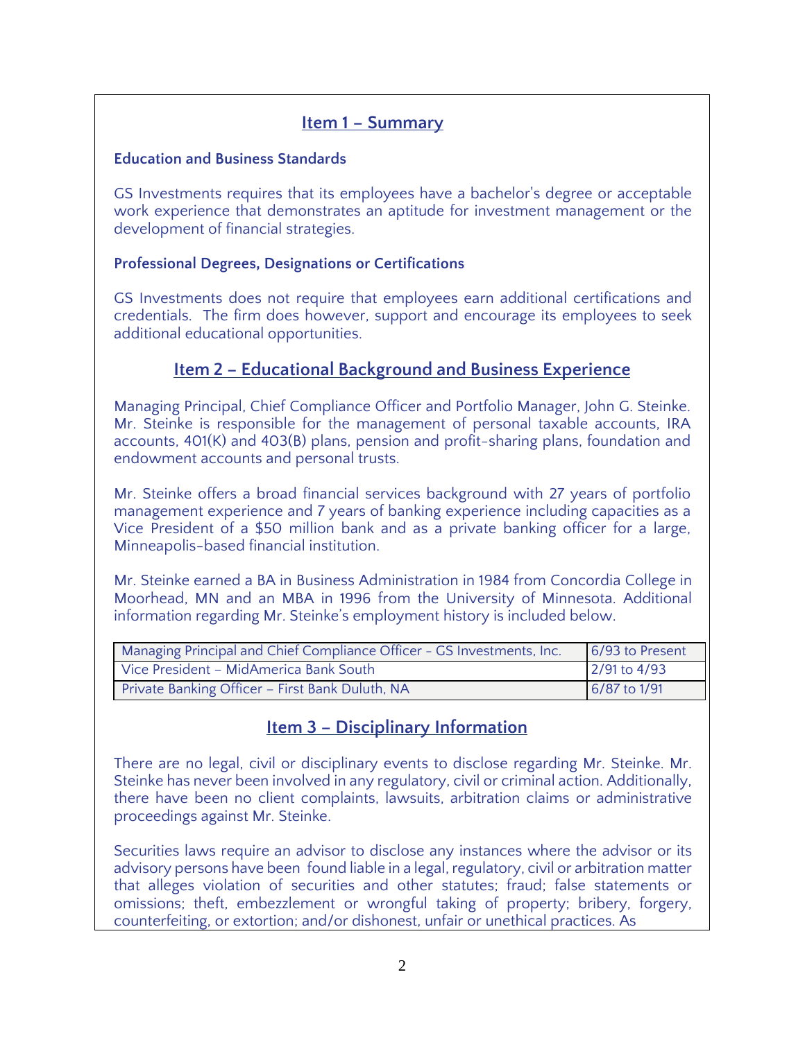## Item 1 – Summary

### Education and Business Standards

GS Investments requires that its employees have a bachelor's degree or acceptable work experience that demonstrates an aptitude for investment management or the development of financial strategies.

### Professional Degrees, Designations or Certifications

GS Investments does not require that employees earn additional certifications and credentials. The firm does however, support and encourage its employees to seek additional educational opportunities.

## Item 2 – Educational Background and Business Experience

Managing Principal, Chief Compliance Officer and Portfolio Manager, John G. Steinke. Mr. Steinke is responsible for the management of personal taxable accounts, IRA accounts, 401(K) and 403(B) plans, pension and profit-sharing plans, foundation and endowment accounts and personal trusts.

Mr. Steinke offers a broad financial services background with 27 years of portfolio management experience and 7 years of banking experience including capacities as a Vice President of a $50 million bank and as a private banking officer for a large, Minneapolis-based financial institution.

Mr. Steinke earned a BA in Business Administration in 1984 from Concordia College in Moorhead, MN and an MBA in 1996 from the University of Minnesota. Additional information regarding Mr. Steinke's employment history is included below.

| Position | Dates |
|---|---|
| Managing Principal and Chief Compliance Officer - GS Investments, Inc. | 6/93 to Present |
| Vice President – MidAmerica Bank South | 2/91 to 4/93 |
| Private Banking Officer – First Bank Duluth, NA | 6/87 to 1/91 |

## Item 3 – Disciplinary Information

There are no legal, civil or disciplinary events to disclose regarding Mr. Steinke. Mr. Steinke has never been involved in any regulatory, civil or criminal action. Additionally, there have been no client complaints, lawsuits, arbitration claims or administrative proceedings against Mr. Steinke.

Securities laws require an advisor to disclose any instances where the advisor or its advisory persons have been found liable in a legal, regulatory, civil or arbitration matter that alleges violation of securities and other statutes; fraud; false statements or omissions; theft, embezzlement or wrongful taking of property; bribery, forgery, counterfeiting, or extortion; and/or dishonest, unfair or unethical practices. As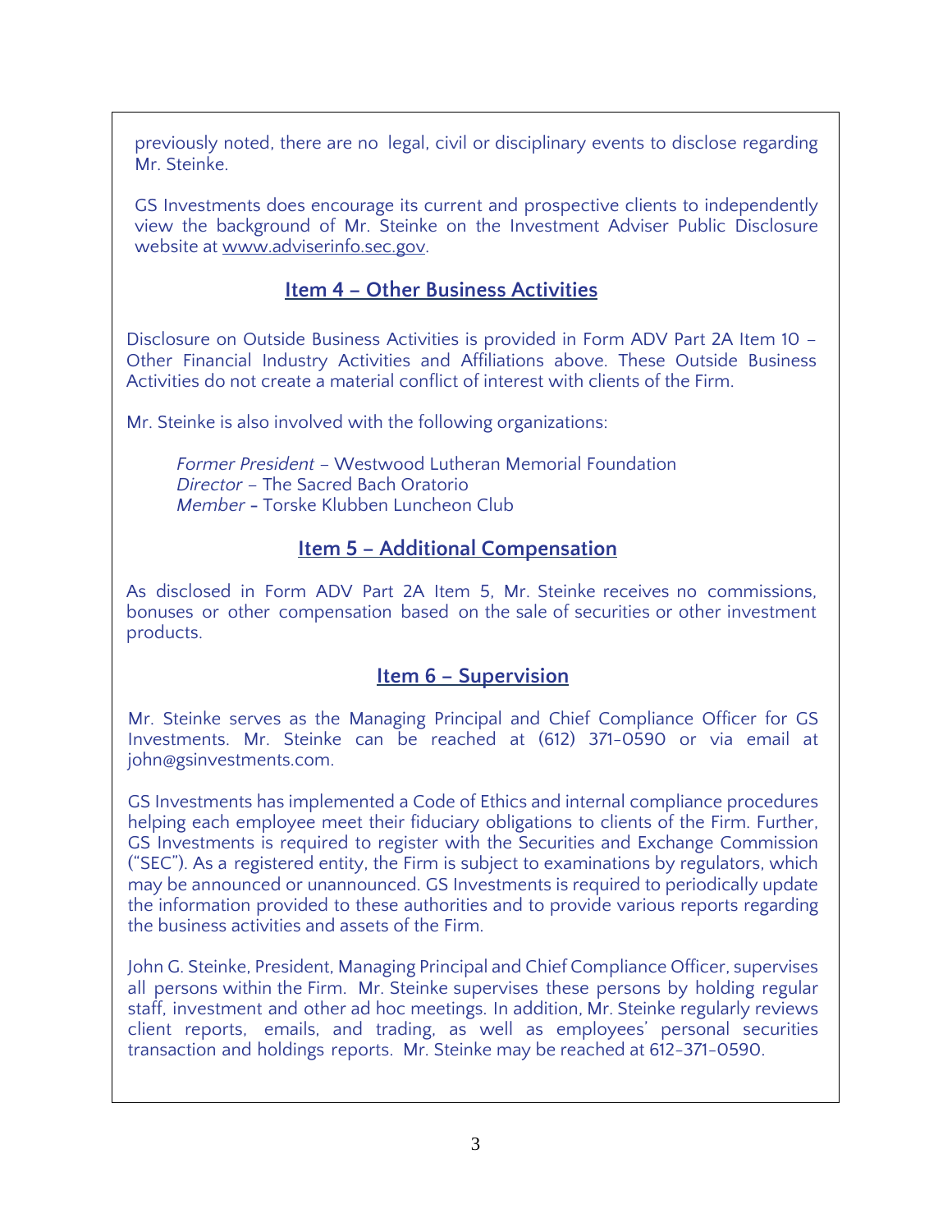previously noted, there are no legal, civil or disciplinary events to disclose regarding Mr. Steinke.

GS Investments does encourage its current and prospective clients to independently view the background of Mr. Steinke on the Investment Adviser Public Disclosure website at www.adviserinfo.sec.gov.

## Item 4 – Other Business Activities

Disclosure on Outside Business Activities is provided in Form ADV Part 2A Item 10 – Other Financial Industry Activities and Affiliations above. These Outside Business Activities do not create a material conflict of interest with clients of the Firm.

Mr. Steinke is also involved with the following organizations:

*Former President* – Westwood Lutheran Memorial Foundation
*Director* – The Sacred Bach Oratorio
*Member* - Torske Klubben Luncheon Club

## Item 5 – Additional Compensation

As disclosed in Form ADV Part 2A Item 5, Mr. Steinke receives no commissions, bonuses or other compensation based on the sale of securities or other investment products.

## Item 6 – Supervision

Mr. Steinke serves as the Managing Principal and Chief Compliance Officer for GS Investments. Mr. Steinke can be reached at (612) 371-0590 or via email at john@gsinvestments.com.

GS Investments has implemented a Code of Ethics and internal compliance procedures helping each employee meet their fiduciary obligations to clients of the Firm. Further, GS Investments is required to register with the Securities and Exchange Commission ("SEC"). As a registered entity, the Firm is subject to examinations by regulators, which may be announced or unannounced. GS Investments is required to periodically update the information provided to these authorities and to provide various reports regarding the business activities and assets of the Firm.

John G. Steinke, President, Managing Principal and Chief Compliance Officer, supervises all persons within the Firm. Mr. Steinke supervises these persons by holding regular staff, investment and other ad hoc meetings. In addition, Mr. Steinke regularly reviews client reports, emails, and trading, as well as employees' personal securities transaction and holdings reports. Mr. Steinke may be reached at 612-371-0590.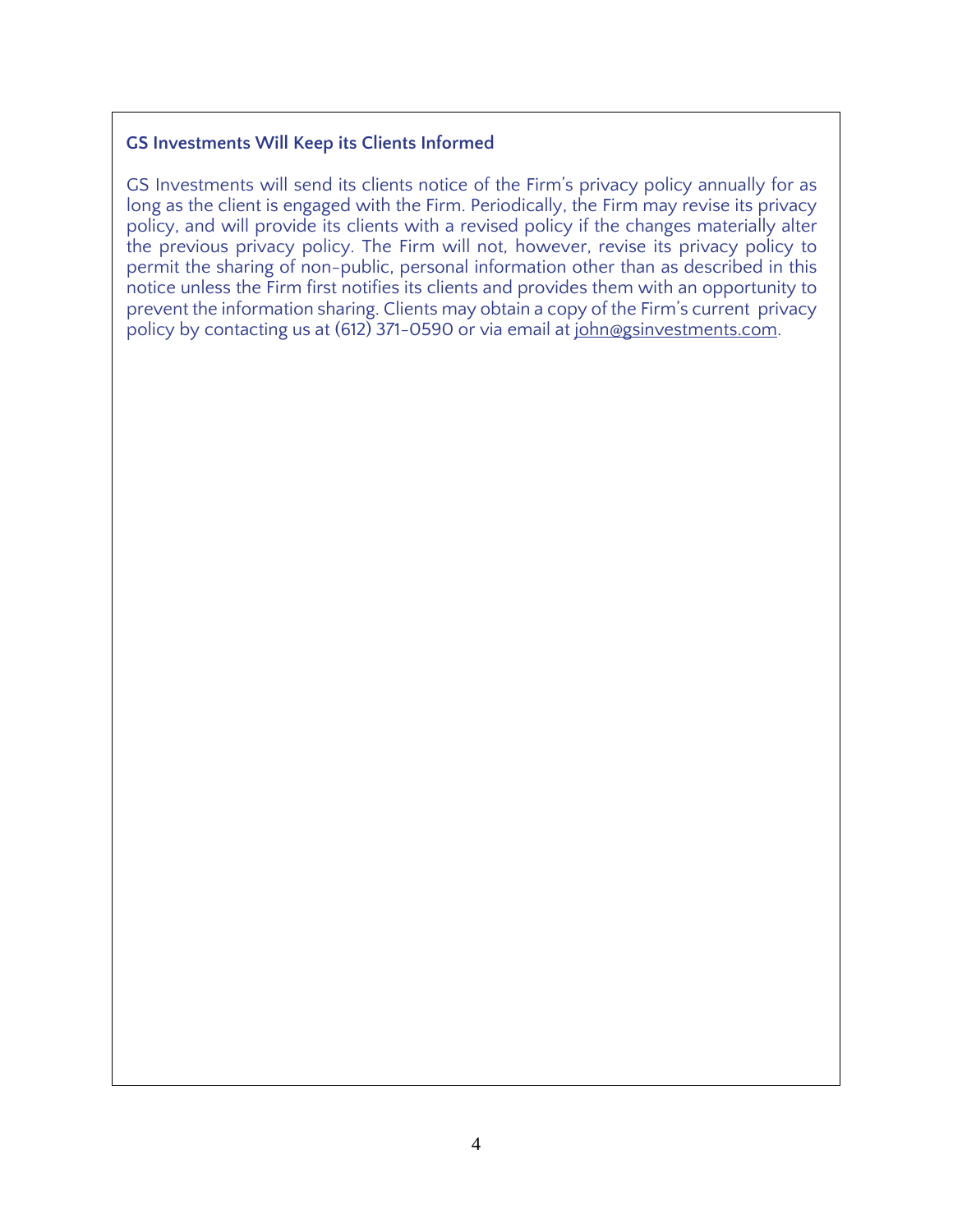### GS Investments Will Keep its Clients Informed

GS Investments will send its clients notice of the Firm's privacy policy annually for as long as the client is engaged with the Firm. Periodically, the Firm may revise its privacy policy, and will provide its clients with a revised policy if the changes materially alter the previous privacy policy. The Firm will not, however, revise its privacy policy to permit the sharing of non-public, personal information other than as described in this notice unless the Firm first notifies its clients and provides them with an opportunity to prevent the information sharing. Clients may obtain a copy of the Firm's current privacy policy by contacting us at (612) 371-0590 or via email at john@gsinvestments.com.